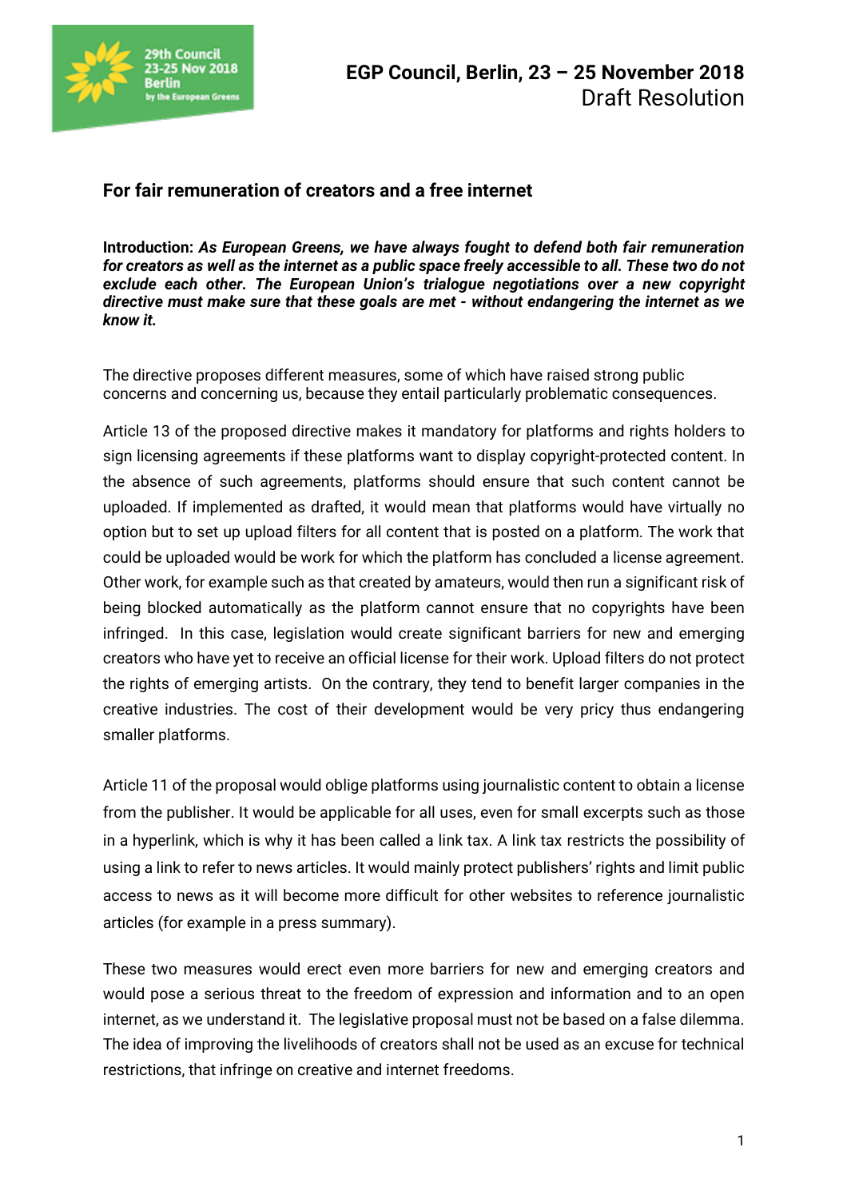**EGP Council, Berlin, 23 – 25 November 2018**
Draft Resolution

## For fair remuneration of creators and a free internet

**Introduction:** ***As European Greens, we have always fought to defend both fair remuneration for creators as well as the internet as a public space freely accessible to all. These two do not exclude each other. The European Union's trialogue negotiations over a new copyright directive must make sure that these goals are met - without endangering the internet as we know it.***

The directive proposes different measures, some of which have raised strong public concerns and concerning us, because they entail particularly problematic consequences.

Article 13 of the proposed directive makes it mandatory for platforms and rights holders to sign licensing agreements if these platforms want to display copyright-protected content. In the absence of such agreements, platforms should ensure that such content cannot be uploaded. If implemented as drafted, it would mean that platforms would have virtually no option but to set up upload filters for all content that is posted on a platform. The work that could be uploaded would be work for which the platform has concluded a license agreement. Other work, for example such as that created by amateurs, would then run a significant risk of being blocked automatically as the platform cannot ensure that no copyrights have been infringed. In this case, legislation would create significant barriers for new and emerging creators who have yet to receive an official license for their work. Upload filters do not protect the rights of emerging artists. On the contrary, they tend to benefit larger companies in the creative industries. The cost of their development would be very pricy thus endangering smaller platforms.

Article 11 of the proposal would oblige platforms using journalistic content to obtain a license from the publisher. It would be applicable for all uses, even for small excerpts such as those in a hyperlink, which is why it has been called a link tax. A link tax restricts the possibility of using a link to refer to news articles. It would mainly protect publishers' rights and limit public access to news as it will become more difficult for other websites to reference journalistic articles (for example in a press summary).

These two measures would erect even more barriers for new and emerging creators and would pose a serious threat to the freedom of expression and information and to an open internet, as we understand it. The legislative proposal must not be based on a false dilemma. The idea of improving the livelihoods of creators shall not be used as an excuse for technical restrictions, that infringe on creative and internet freedoms.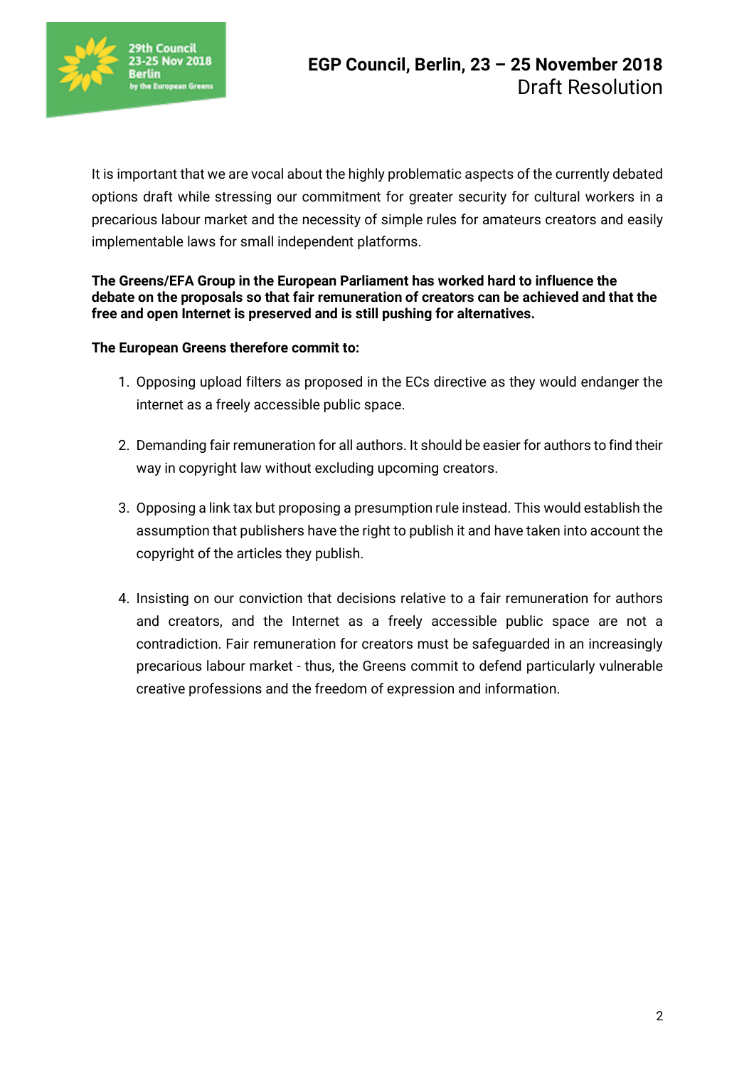It is important that we are vocal about the highly problematic aspects of the currently debated options draft while stressing our commitment for greater security for cultural workers in a precarious labour market and the necessity of simple rules for amateurs creators and easily implementable laws for small independent platforms.

**The Greens/EFA Group in the European Parliament has worked hard to influence the debate on the proposals so that fair remuneration of creators can be achieved and that the free and open Internet is preserved and is still pushing for alternatives.**

**The European Greens therefore commit to:**

1. Opposing upload filters as proposed in the ECs directive as they would endanger the internet as a freely accessible public space.

2. Demanding fair remuneration for all authors. It should be easier for authors to find their way in copyright law without excluding upcoming creators.

3. Opposing a link tax but proposing a presumption rule instead. This would establish the assumption that publishers have the right to publish it and have taken into account the copyright of the articles they publish.

4. Insisting on our conviction that decisions relative to a fair remuneration for authors and creators, and the Internet as a freely accessible public space are not a contradiction. Fair remuneration for creators must be safeguarded in an increasingly precarious labour market - thus, the Greens commit to defend particularly vulnerable creative professions and the freedom of expression and information.